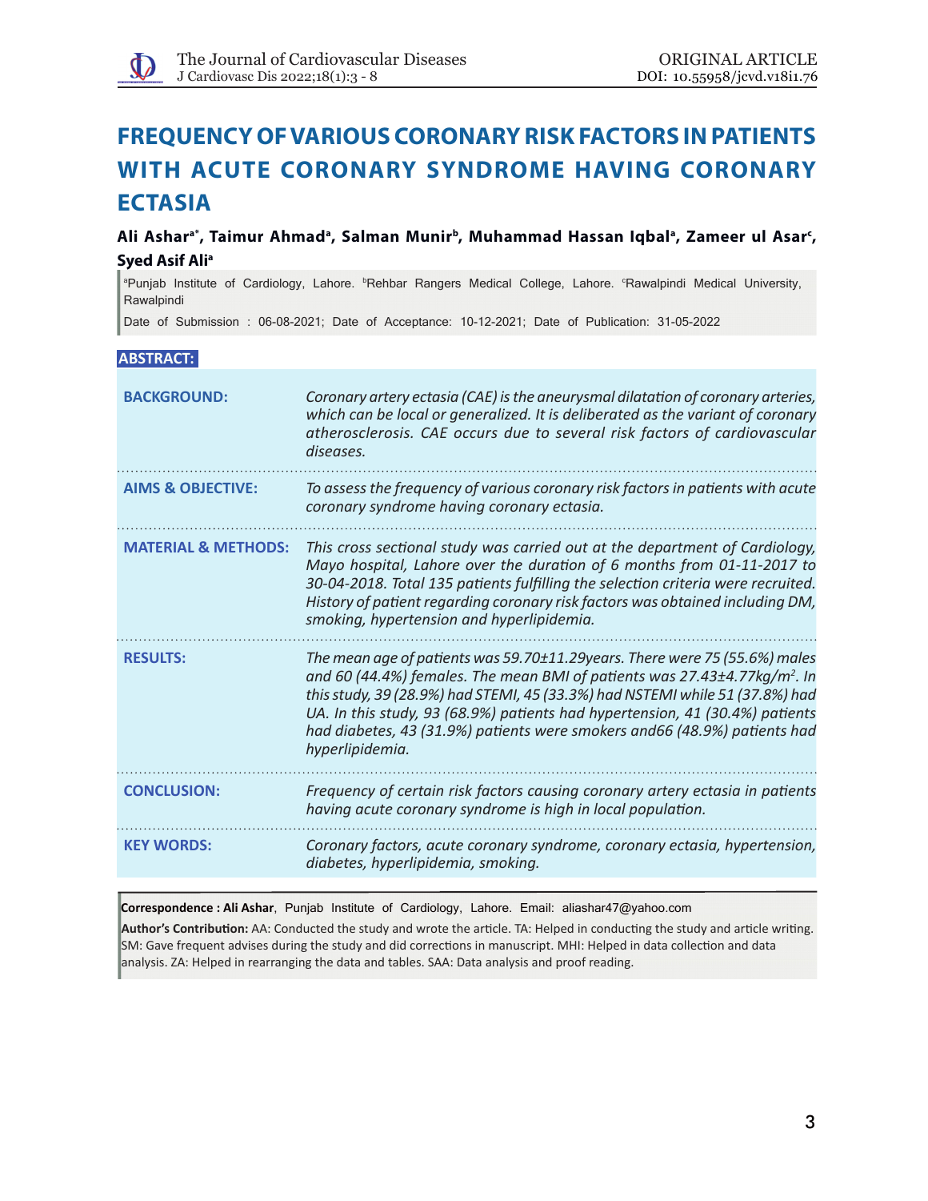ORIGINAL ARTICLE

DOI: 10.55958/jcvd.v18i1.76

# FREQUENCY OF VARIOUS CORONARY RISK FACTORS IN PATIENTS WITH ACUTE CORONARY SYNDROME HAVING CORONARY ECTASIA

**Ali Ashar[a*], Taimur Ahmad[a], Salman Munir[b], Muhammad Hassan Iqbal[a], Zameer ul Asar[c], Syed Asif Ali[a]**

[a]Punjab Institute of Cardiology, Lahore. [b]Rehbar Rangers Medical College, Lahore. [c]Rawalpindi Medical University, Rawalpindi

Date of Submission : 06-08-2021; Date of Acceptance: 10-12-2021; Date of Publication: 31-05-2022

## ABSTRACT:

**BACKGROUND:** *Coronary artery ectasia (CAE) is the aneurysmal dilatation of coronary arteries, which can be local or generalized. It is deliberated as the variant of coronary atherosclerosis. CAE occurs due to several risk factors of cardiovascular diseases.*

**AIMS & OBJECTIVE:** *To assess the frequency of various coronary risk factors in patients with acute coronary syndrome having coronary ectasia.*

**MATERIAL & METHODS:** *This cross sectional study was carried out at the department of Cardiology, Mayo hospital, Lahore over the duration of 6 months from 01-11-2017 to 30-04-2018. Total 135 patients fulfilling the selection criteria were recruited. History of patient regarding coronary risk factors was obtained including DM, smoking, hypertension and hyperlipidemia.*

**RESULTS:** *The mean age of patients was 59.70±11.29years. There were 75 (55.6%) males and 60 (44.4%) females. The mean BMI of patients was 27.43±4.77kg/m$^2$. In this study, 39 (28.9%) had STEMI, 45 (33.3%) had NSTEMI while 51 (37.8%) had UA. In this study, 93 (68.9%) patients had hypertension, 41 (30.4%) patients had diabetes, 43 (31.9%) patients were smokers and66 (48.9%) patients had hyperlipidemia.*

**CONCLUSION:** *Frequency of certain risk factors causing coronary artery ectasia in patients having acute coronary syndrome is high in local population.*

**KEY WORDS:** *Coronary factors, acute coronary syndrome, coronary ectasia, hypertension, diabetes, hyperlipidemia, smoking.*

---

**Correspondence : Ali Ashar**, Punjab Institute of Cardiology, Lahore. Email: aliashar47@yahoo.com

**Author's Contribution:** AA: Conducted the study and wrote the article. TA: Helped in conducting the study and article writing. SM: Gave frequent advises during the study and did corrections in manuscript. MHI: Helped in data collection and data analysis. ZA: Helped in rearranging the data and tables. SAA: Data analysis and proof reading.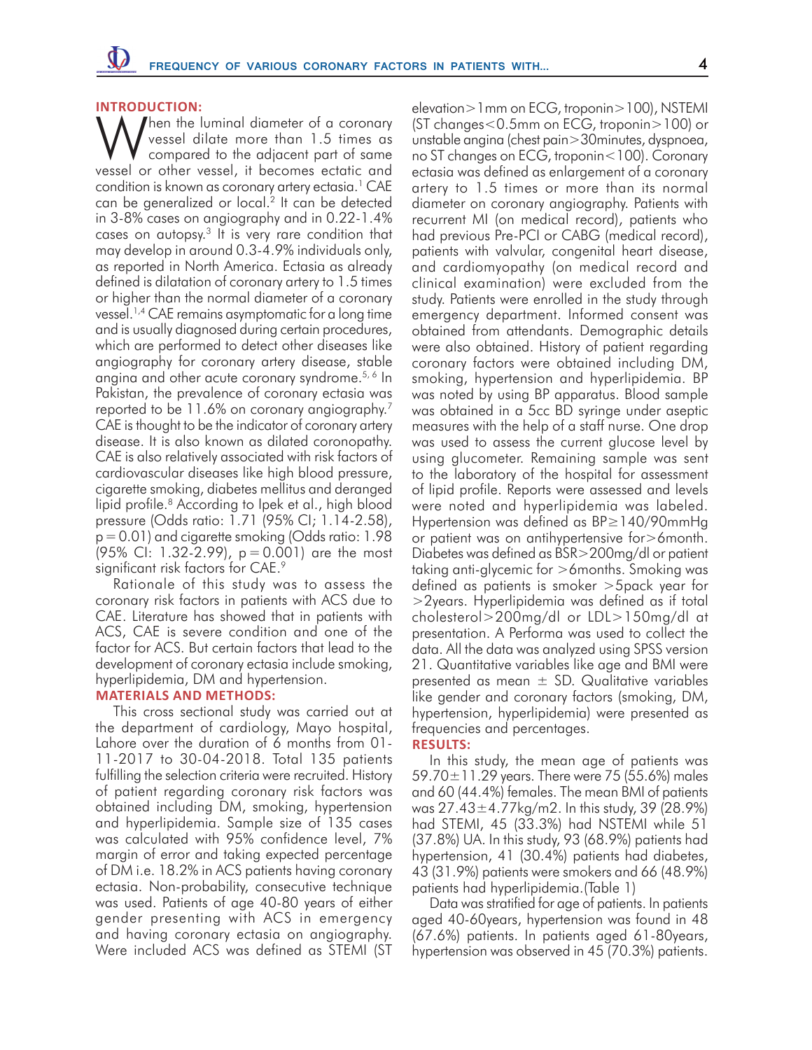## INTRODUCTION:

When the luminal diameter of a coronary vessel dilate more than 1.5 times as compared to the adjacent part of same vessel or other vessel, it becomes ectatic and condition is known as coronary artery ectasia.[1] CAE can be generalized or local.[2] It can be detected in 3-8% cases on angiography and in 0.22-1.4% cases on autopsy.[3] It is very rare condition that may develop in around 0.3-4.9% individuals only, as reported in North America. Ectasia as already defined is dilatation of coronary artery to 1.5 times or higher than the normal diameter of a coronary vessel.[1,4] CAE remains asymptomatic for a long time and is usually diagnosed during certain procedures, which are performed to detect other diseases like angiography for coronary artery disease, stable angina and other acute coronary syndrome.[5, 6] In Pakistan, the prevalence of coronary ectasia was reported to be 11.6% on coronary angiography.[7] CAE is thought to be the indicator of coronary artery disease. It is also known as dilated coronopathy. CAE is also relatively associated with risk factors of cardiovascular diseases like high blood pressure, cigarette smoking, diabetes mellitus and deranged lipid profile.[8] According to Ipek et al., high blood pressure (Odds ratio: 1.71 (95% CI; 1.14-2.58), $p=0.01$) and cigarette smoking (Odds ratio: 1.98 (95% CI: 1.32-2.99), $p=0.001$) are the most significant risk factors for CAE.[9]

Rationale of this study was to assess the coronary risk factors in patients with ACS due to CAE. Literature has showed that in patients with ACS, CAE is severe condition and one of the factor for ACS. But certain factors that lead to the development of coronary ectasia include smoking, hyperlipidemia, DM and hypertension.

## MATERIALS AND METHODS:

This cross sectional study was carried out at the department of cardiology, Mayo hospital, Lahore over the duration of 6 months from 01-11-2017 to 30-04-2018. Total 135 patients fulfilling the selection criteria were recruited. History of patient regarding coronary risk factors was obtained including DM, smoking, hypertension and hyperlipidemia. Sample size of 135 cases was calculated with 95% confidence level, 7% margin of error and taking expected percentage of DM i.e. 18.2% in ACS patients having coronary ectasia. Non-probability, consecutive technique was used. Patients of age 40-80 years of either gender presenting with ACS in emergency and having coronary ectasia on angiography. Were included ACS was defined as STEMI (ST elevation>1mm on ECG, troponin>100), NSTEMI (ST changes<0.5mm on ECG, troponin>100) or unstable angina (chest pain>30minutes, dyspnoea, no ST changes on ECG, troponin<100). Coronary ectasia was defined as enlargement of a coronary artery to 1.5 times or more than its normal diameter on coronary angiography. Patients with recurrent MI (on medical record), patients who had previous Pre-PCI or CABG (medical record), patients with valvular, congenital heart disease, and cardiomyopathy (on medical record and clinical examination) were excluded from the study. Patients were enrolled in the study through emergency department. Informed consent was obtained from attendants. Demographic details were also obtained. History of patient regarding coronary factors were obtained including DM, smoking, hypertension and hyperlipidemia. BP was noted by using BP apparatus. Blood sample was obtained in a 5cc BD syringe under aseptic measures with the help of a staff nurse. One drop was used to assess the current glucose level by using glucometer. Remaining sample was sent to the laboratory of the hospital for assessment of lipid profile. Reports were assessed and levels were noted and hyperlipidemia was labeled. Hypertension was defined as BP≥140/90mmHg or patient was on antihypertensive for>6month. Diabetes was defined as BSR>200mg/dl or patient taking anti-glycemic for >6months. Smoking was defined as patients is smoker >5pack year for >2years. Hyperlipidemia was defined as if total cholesterol>200mg/dl or LDL>150mg/dl at presentation. A Performa was used to collect the data. All the data was analyzed using SPSS version 21. Quantitative variables like age and BMI were presented as mean ± SD. Qualitative variables like gender and coronary factors (smoking, DM, hypertension, hyperlipidemia) were presented as frequencies and percentages.

## RESULTS:

In this study, the mean age of patients was 59.70±11.29 years. There were 75 (55.6%) males and 60 (44.4%) females. The mean BMI of patients was 27.43±4.77kg/m2. In this study, 39 (28.9%) had STEMI, 45 (33.3%) had NSTEMI while 51 (37.8%) UA. In this study, 93 (68.9%) patients had hypertension, 41 (30.4%) patients had diabetes, 43 (31.9%) patients were smokers and 66 (48.9%) patients had hyperlipidemia.(Table 1)

Data was stratified for age of patients. In patients aged 40-60years, hypertension was found in 48 (67.6%) patients. In patients aged 61-80years, hypertension was observed in 45 (70.3%) patients.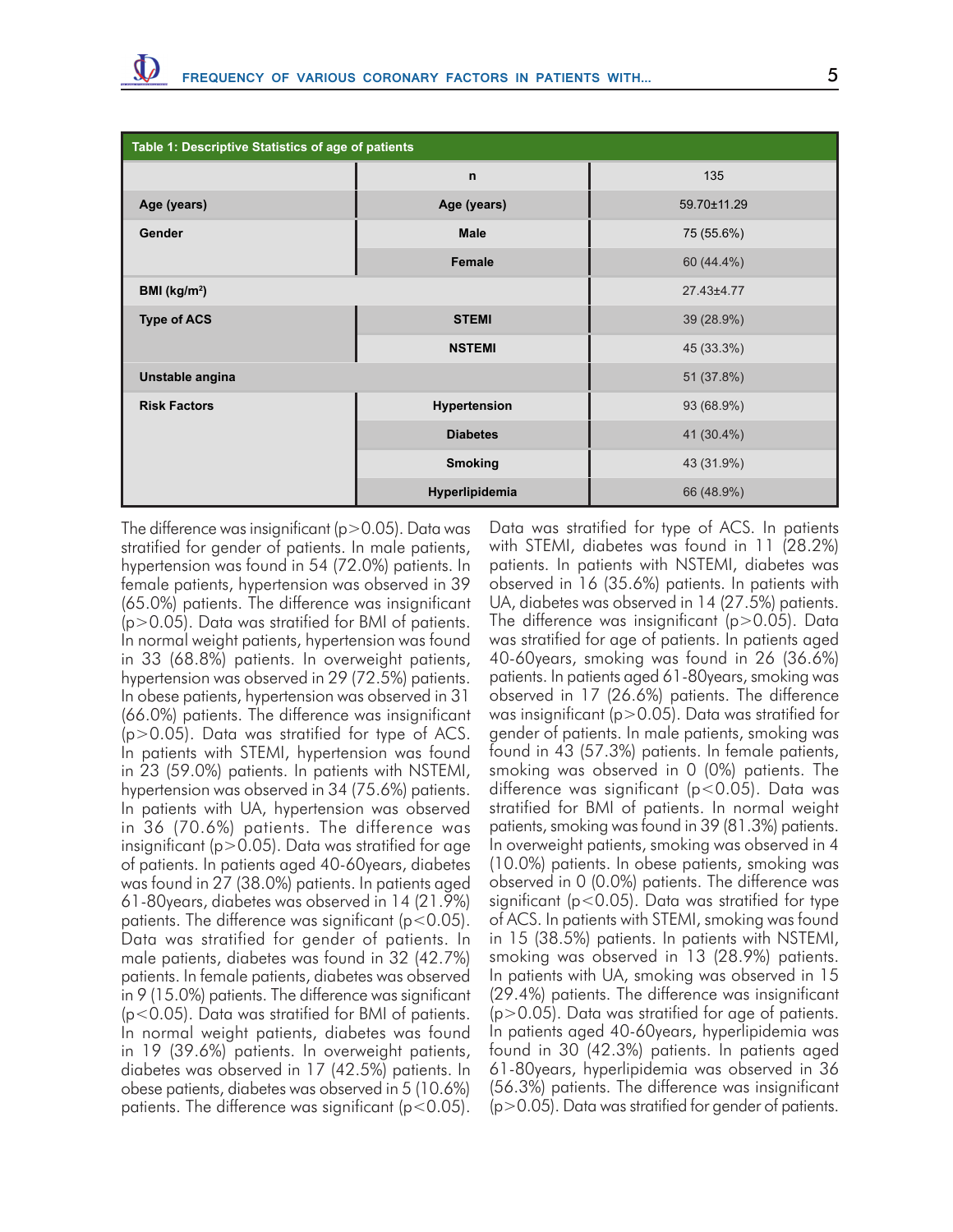**Table 1: Descriptive Statistics of age of patients**

| | | |
|---|---|---|
| | n | 135 |
| Age (years) | Age (years) | 59.70±11.29 |
| Gender | Male | 75 (55.6%) |
| | Female | 60 (44.4%) |
| BMI (kg/m²) | | 27.43±4.77 |
| Type of ACS | STEMI | 39 (28.9%) |
| | NSTEMI | 45 (33.3%) |
| Unstable angina | | 51 (37.8%) |
| Risk Factors | Hypertension | 93 (68.9%) |
| | Diabetes | 41 (30.4%) |
| | Smoking | 43 (31.9%) |
| | Hyperlipidemia | 66 (48.9%) |

The difference was insignificant ($p>0.05$). Data was stratified for gender of patients. In male patients, hypertension was found in 54 (72.0%) patients. In female patients, hypertension was observed in 39 (65.0%) patients. The difference was insignificant ($p>0.05$). Data was stratified for BMI of patients. In normal weight patients, hypertension was found in 33 (68.8%) patients. In overweight patients, hypertension was observed in 29 (72.5%) patients. In obese patients, hypertension was observed in 31 (66.0%) patients. The difference was insignificant ($p>0.05$). Data was stratified for type of ACS. In patients with STEMI, hypertension was found in 23 (59.0%) patients. In patients with NSTEMI, hypertension was observed in 34 (75.6%) patients. In patients with UA, hypertension was observed in 36 (70.6%) patients. The difference was insignificant ($p>0.05$). Data was stratified for age of patients. In patients aged 40-60years, diabetes was found in 27 (38.0%) patients. In patients aged 61-80years, diabetes was observed in 14 (21.9%) patients. The difference was significant ($p<0.05$). Data was stratified for gender of patients. In male patients, diabetes was found in 32 (42.7%) patients. In female patients, diabetes was observed in 9 (15.0%) patients. The difference was significant ($p<0.05$). Data was stratified for BMI of patients. In normal weight patients, diabetes was found in 19 (39.6%) patients. In overweight patients, diabetes was observed in 17 (42.5%) patients. In obese patients, diabetes was observed in 5 (10.6%) patients. The difference was significant ($p<0.05$). Data was stratified for type of ACS. In patients with STEMI, diabetes was found in 11 (28.2%) patients. In patients with NSTEMI, diabetes was observed in 16 (35.6%) patients. In patients with UA, diabetes was observed in 14 (27.5%) patients. The difference was insignificant ($p>0.05$). Data was stratified for age of patients. In patients aged 40-60years, smoking was found in 26 (36.6%) patients. In patients aged 61-80years, smoking was observed in 17 (26.6%) patients. The difference was insignificant ($p>0.05$). Data was stratified for gender of patients. In male patients, smoking was found in 43 (57.3%) patients. In female patients, smoking was observed in 0 (0%) patients. The difference was significant ($p<0.05$). Data was stratified for BMI of patients. In normal weight patients, smoking was found in 39 (81.3%) patients. In overweight patients, smoking was observed in 4 (10.0%) patients. In obese patients, smoking was observed in 0 (0.0%) patients. The difference was significant ($p<0.05$). Data was stratified for type of ACS. In patients with STEMI, smoking was found in 15 (38.5%) patients. In patients with NSTEMI, smoking was observed in 13 (28.9%) patients. In patients with UA, smoking was observed in 15 (29.4%) patients. The difference was insignificant ($p>0.05$). Data was stratified for age of patients. In patients aged 40-60years, hyperlipidemia was found in 30 (42.3%) patients. In patients aged 61-80years, hyperlipidemia was observed in 36 (56.3%) patients. The difference was insignificant ($p>0.05$). Data was stratified for gender of patients.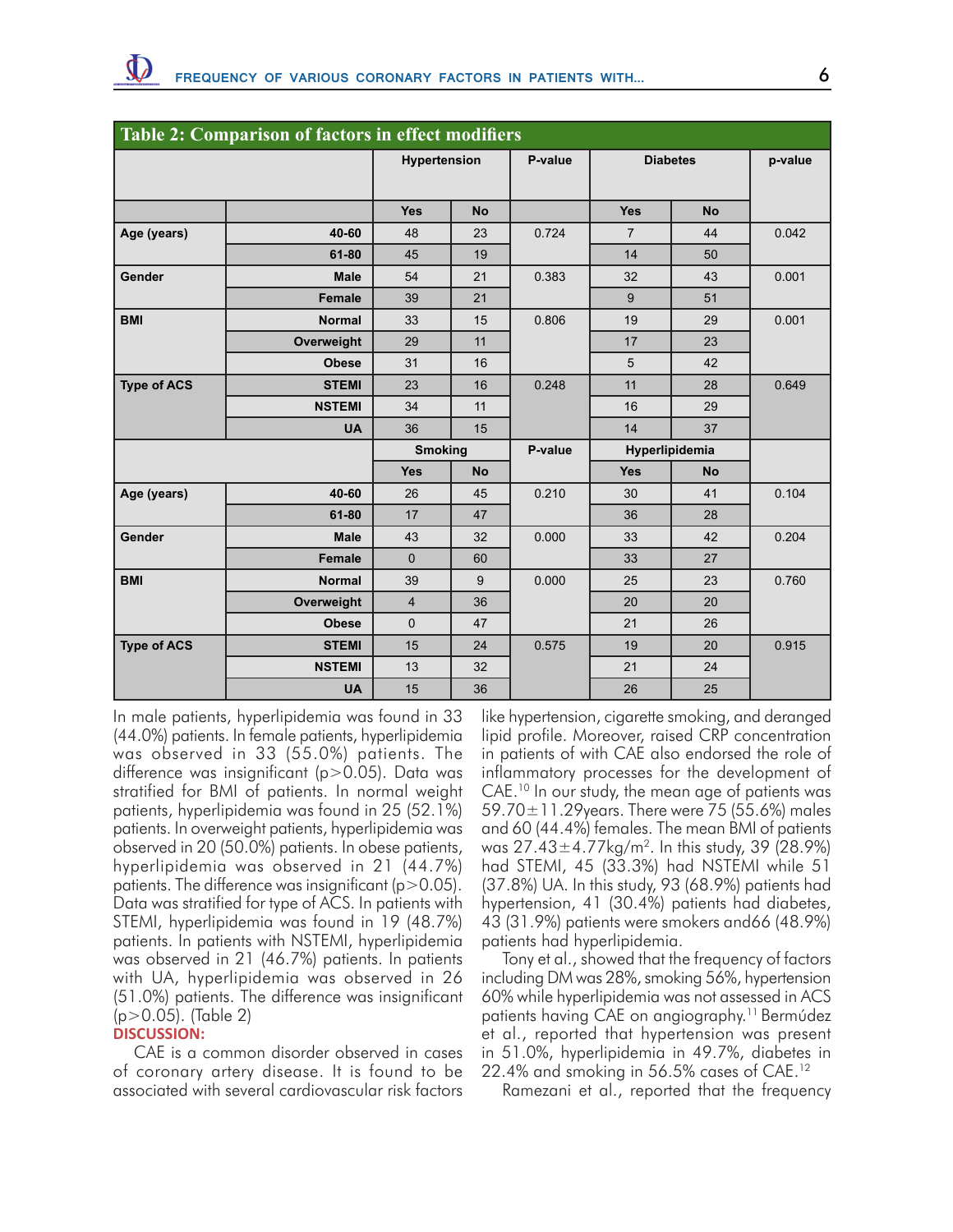**Table 2: Comparison of factors in effect modifiers**

| | | Hypertension | | P-value | Diabetes | | p-value |
|---|---|---|---|---|---|---|---|
| | | Yes | No | | Yes | No | |
| Age (years) | 40-60 | 48 | 23 | 0.724 | 7 | 44 | 0.042 |
| | 61-80 | 45 | 19 | | 14 | 50 | |
| Gender | Male | 54 | 21 | 0.383 | 32 | 43 | 0.001 |
| | Female | 39 | 21 | | 9 | 51 | |
| BMI | Normal | 33 | 15 | 0.806 | 19 | 29 | 0.001 |
| | Overweight | 29 | 11 | | 17 | 23 | |
| | Obese | 31 | 16 | | 5 | 42 | |
| Type of ACS | STEMI | 23 | 16 | 0.248 | 11 | 28 | 0.649 |
| | NSTEMI | 34 | 11 | | 16 | 29 | |
| | UA | 36 | 15 | | 14 | 37 | |
| | | Smoking | | P-value | Hyperlipidemia | | |
| | | Yes | No | | Yes | No | |
| Age (years) | 40-60 | 26 | 45 | 0.210 | 30 | 41 | 0.104 |
| | 61-80 | 17 | 47 | | 36 | 28 | |
| Gender | Male | 43 | 32 | 0.000 | 33 | 42 | 0.204 |
| | Female | 0 | 60 | | 33 | 27 | |
| BMI | Normal | 39 | 9 | 0.000 | 25 | 23 | 0.760 |
| | Overweight | 4 | 36 | | 20 | 20 | |
| | Obese | 0 | 47 | | 21 | 26 | |
| Type of ACS | STEMI | 15 | 24 | 0.575 | 19 | 20 | 0.915 |
| | NSTEMI | 13 | 32 | | 21 | 24 | |
| | UA | 15 | 36 | | 26 | 25 | |

In male patients, hyperlipidemia was found in 33 (44.0%) patients. In female patients, hyperlipidemia was observed in 33 (55.0%) patients. The difference was insignificant ($p>0.05$). Data was stratified for BMI of patients. In normal weight patients, hyperlipidemia was found in 25 (52.1%) patients. In overweight patients, hyperlipidemia was observed in 20 (50.0%) patients. In obese patients, hyperlipidemia was observed in 21 (44.7%) patients. The difference was insignificant ($p>0.05$). Data was stratified for type of ACS. In patients with STEMI, hyperlipidemia was found in 19 (48.7%) patients. In patients with NSTEMI, hyperlipidemia was observed in 21 (46.7%) patients. In patients with UA, hyperlipidemia was observed in 26 (51.0%) patients. The difference was insignificant ($p>0.05$). (Table 2)

## DISCUSSION:

CAE is a common disorder observed in cases of coronary artery disease. It is found to be associated with several cardiovascular risk factors like hypertension, cigarette smoking, and deranged lipid profile. Moreover, raised CRP concentration in patients of with CAE also endorsed the role of inflammatory processes for the development of CAE.[10] In our study, the mean age of patients was 59.70±11.29years. There were 75 (55.6%) males and 60 (44.4%) females. The mean BMI of patients was 27.43±4.77kg/m$^2$. In this study, 39 (28.9%) had STEMI, 45 (33.3%) had NSTEMI while 51 (37.8%) UA. In this study, 93 (68.9%) patients had hypertension, 41 (30.4%) patients had diabetes, 43 (31.9%) patients were smokers and66 (48.9%) patients had hyperlipidemia.

Tony et al., showed that the frequency of factors including DM was 28%, smoking 56%, hypertension 60% while hyperlipidemia was not assessed in ACS patients having CAE on angiography.[11] Bermúdez et al., reported that hypertension was present in 51.0%, hyperlipidemia in 49.7%, diabetes in 22.4% and smoking in 56.5% cases of CAE.[12]

Ramezani et al., reported that the frequency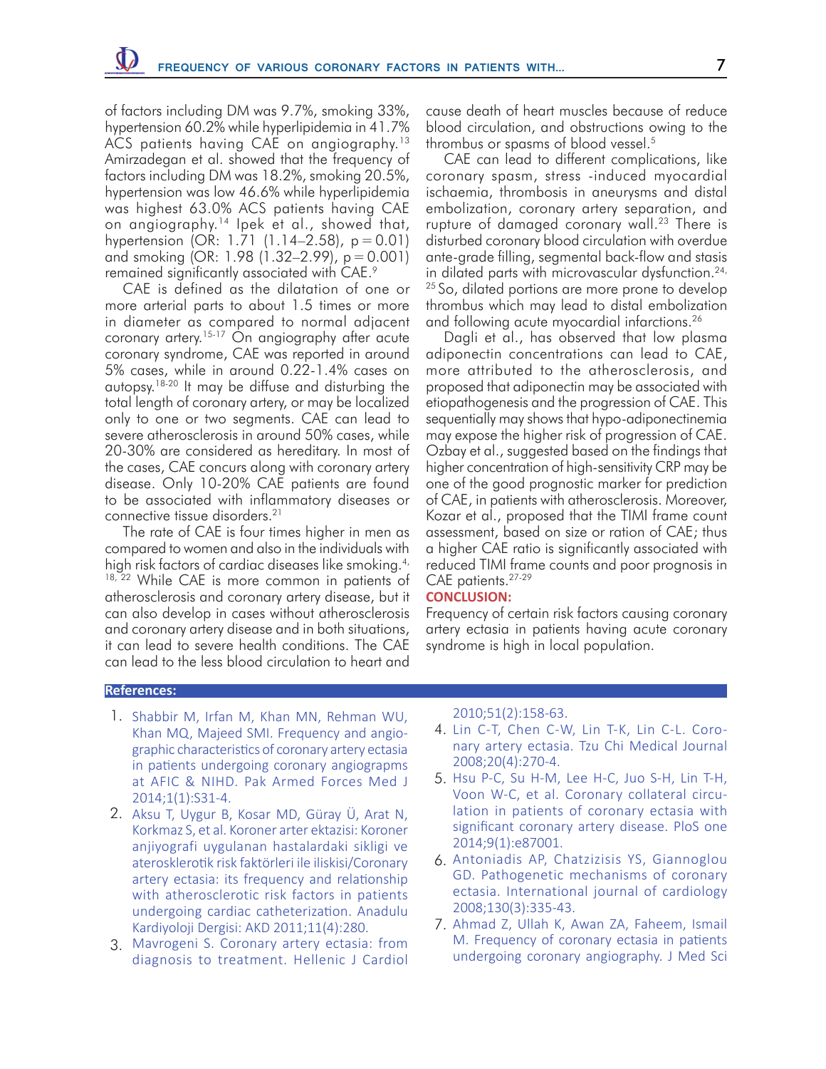of factors including DM was 9.7%, smoking 33%, hypertension 60.2% while hyperlipidemia in 41.7% ACS patients having CAE on angiography.[13] Amirzadegan et al. showed that the frequency of factors including DM was 18.2%, smoking 20.5%, hypertension was low 46.6% while hyperlipidemia was highest 63.0% ACS patients having CAE on angiography.[14] Ipek et al., showed that, hypertension (OR: 1.71 (1.14–2.58), p = 0.01) and smoking (OR: 1.98 (1.32–2.99), p = 0.001) remained significantly associated with CAE.[9]

CAE is defined as the dilatation of one or more arterial parts to about 1.5 times or more in diameter as compared to normal adjacent coronary artery.[15-17] On angiography after acute coronary syndrome, CAE was reported in around 5% cases, while in around 0.22-1.4% cases on autopsy.[18-20] It may be diffuse and disturbing the total length of coronary artery, or may be localized only to one or two segments. CAE can lead to severe atherosclerosis in around 50% cases, while 20-30% are considered as hereditary. In most of the cases, CAE concurs along with coronary artery disease. Only 10-20% CAE patients are found to be associated with inflammatory diseases or connective tissue disorders.[21]

The rate of CAE is four times higher in men as compared to women and also in the individuals with high risk factors of cardiac diseases like smoking.[4, 18, 22] While CAE is more common in patients of atherosclerosis and coronary artery disease, but it can also develop in cases without atherosclerosis and coronary artery disease and in both situations, it can lead to severe health conditions. The CAE can lead to the less blood circulation to heart and cause death of heart muscles because of reduce blood circulation, and obstructions owing to the thrombus or spasms of blood vessel.[5]

CAE can lead to different complications, like coronary spasm, stress -induced myocardial ischaemia, thrombosis in aneurysms and distal embolization, coronary artery separation, and rupture of damaged coronary wall.[23] There is disturbed coronary blood circulation with overdue ante-grade filling, segmental back-flow and stasis in dilated parts with microvascular dysfunction.[24, 25] So, dilated portions are more prone to develop thrombus which may lead to distal embolization and following acute myocardial infarctions.[26]

Dagli et al., has observed that low plasma adiponectin concentrations can lead to CAE, more attributed to the atherosclerosis, and proposed that adiponectin may be associated with etiopathogenesis and the progression of CAE. This sequentially may shows that hypo-adiponectinemia may expose the higher risk of progression of CAE. Ozbay et al., suggested based on the findings that higher concentration of high-sensitivity CRP may be one of the good prognostic marker for prediction of CAE, in patients with atherosclerosis. Moreover, Kozar et al., proposed that the TIMI frame count assessment, based on size or ration of CAE; thus a higher CAE ratio is significantly associated with reduced TIMI frame counts and poor prognosis in CAE patients.[27-29]

## CONCLUSION:

Frequency of certain risk factors causing coronary artery ectasia in patients having acute coronary syndrome is high in local population.

## References:

1. Shabbir M, Irfan M, Khan MN, Rehman WU, Khan MQ, Majeed SMI. Frequency and angiographic characteristics of coronary artery ectasia in patients undergoing coronary angiograpms at AFIC & NIHD. Pak Armed Forces Med J 2014;1(1):S31-4.
2. Aksu T, Uygur B, Kosar MD, Güray Ü, Arat N, Korkmaz S, et al. Koroner arter ektazisi: Koroner anjiyografi uygulanan hastalardaki sikligi ve aterosklerotik risk faktörleri ile iliskisi/Coronary artery ectasia: its frequency and relationship with atherosclerotic risk factors in patients undergoing cardiac catheterization. Anadulu Kardiyoloji Dergisi: AKD 2011;11(4):280.
3. Mavrogeni S. Coronary artery ectasia: from diagnosis to treatment. Hellenic J Cardiol 2010;51(2):158-63.
4. Lin C-T, Chen C-W, Lin T-K, Lin C-L. Coronary artery ectasia. Tzu Chi Medical Journal 2008;20(4):270-4.
5. Hsu P-C, Su H-M, Lee H-C, Juo S-H, Lin T-H, Voon W-C, et al. Coronary collateral circulation in patients of coronary ectasia with significant coronary artery disease. PloS one 2014;9(1):e87001.
6. Antoniadis AP, Chatzizisis YS, Giannoglou GD. Pathogenetic mechanisms of coronary ectasia. International journal of cardiology 2008;130(3):335-43.
7. Ahmad Z, Ullah K, Awan ZA, Faheem, Ismail M. Frequency of coronary ectasia in patients undergoing coronary angiography. J Med Sci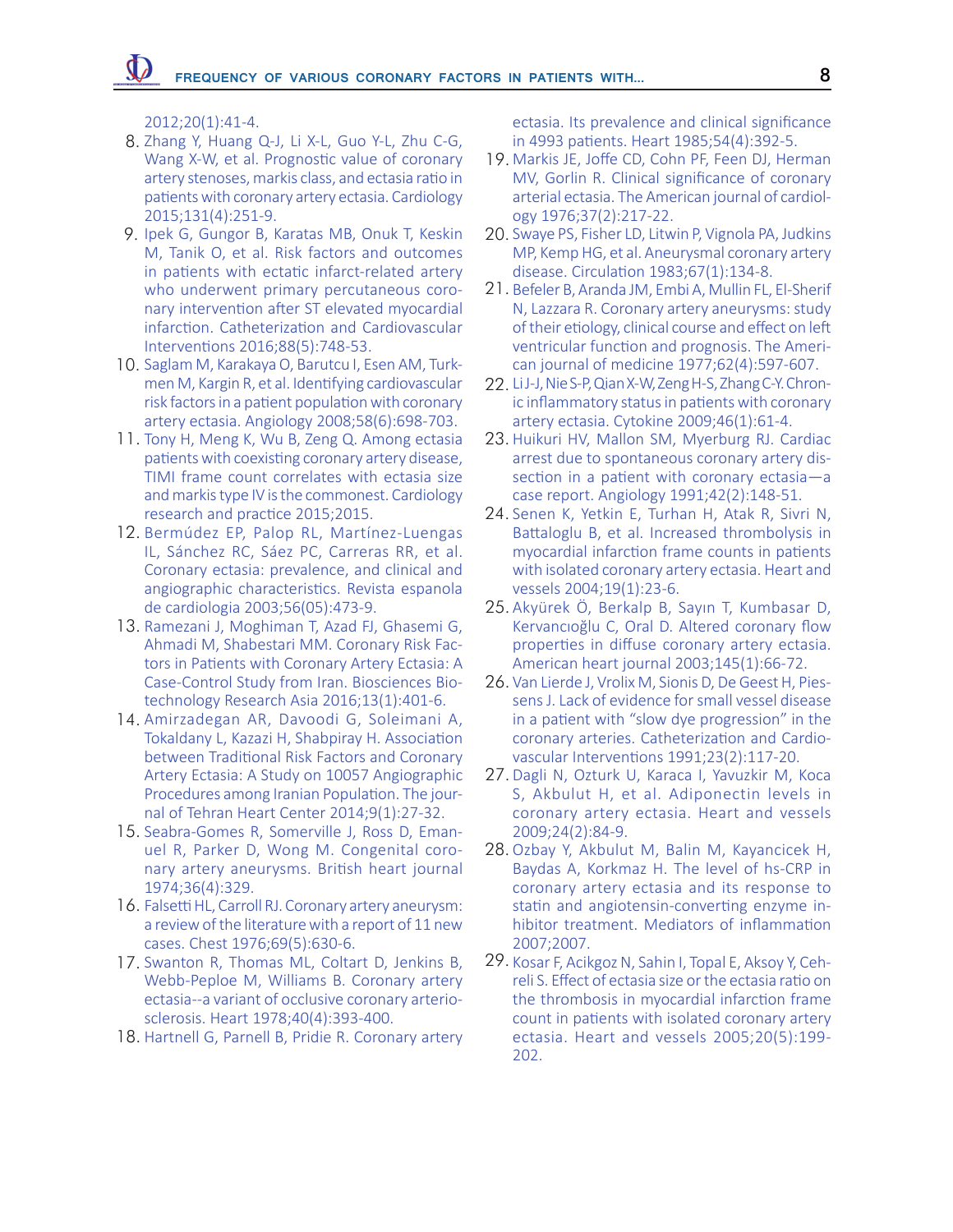2012;20(1):41-4.

8. Zhang Y, Huang Q-J, Li X-L, Guo Y-L, Zhu C-G, Wang X-W, et al. Prognostic value of coronary artery stenoses, markis class, and ectasia ratio in patients with coronary artery ectasia. Cardiology 2015;131(4):251-9.
9. Ipek G, Gungor B, Karatas MB, Onuk T, Keskin M, Tanik O, et al. Risk factors and outcomes in patients with ectatic infarct-related artery who underwent primary percutaneous coronary intervention after ST elevated myocardial infarction. Catheterization and Cardiovascular Interventions 2016;88(5):748-53.
10. Saglam M, Karakaya O, Barutcu I, Esen AM, Turkmen M, Kargin R, et al. Identifying cardiovascular risk factors in a patient population with coronary artery ectasia. Angiology 2008;58(6):698-703.
11. Tony H, Meng K, Wu B, Zeng Q. Among ectasia patients with coexisting coronary artery disease, TIMI frame count correlates with ectasia size and markis type IV is the commonest. Cardiology research and practice 2015;2015.
12. Bermúdez EP, Palop RL, Martínez-Luengas IL, Sánchez RC, Sáez PC, Carreras RR, et al. Coronary ectasia: prevalence, and clinical and angiographic characteristics. Revista espanola de cardiologia 2003;56(05):473-9.
13. Ramezani J, Moghiman T, Azad FJ, Ghasemi G, Ahmadi M, Shabestari MM. Coronary Risk Factors in Patients with Coronary Artery Ectasia: A Case-Control Study from Iran. Biosciences Biotechnology Research Asia 2016;13(1):401-6.
14. Amirzadegan AR, Davoodi G, Soleimani A, Tokaldany L, Kazazi H, Shabpiray H. Association between Traditional Risk Factors and Coronary Artery Ectasia: A Study on 10057 Angiographic Procedures among Iranian Population. The journal of Tehran Heart Center 2014;9(1):27-32.
15. Seabra-Gomes R, Somerville J, Ross D, Emanuel R, Parker D, Wong M. Congenital coronary artery aneurysms. British heart journal 1974;36(4):329.
16. Falsetti HL, Carroll RJ. Coronary artery aneurysm: a review of the literature with a report of 11 new cases. Chest 1976;69(5):630-6.
17. Swanton R, Thomas ML, Coltart D, Jenkins B, Webb-Peploe M, Williams B. Coronary artery ectasia--a variant of occlusive coronary arteriosclerosis. Heart 1978;40(4):393-400.
18. Hartnell G, Parnell B, Pridie R. Coronary artery ectasia. Its prevalence and clinical significance in 4993 patients. Heart 1985;54(4):392-5.
19. Markis JE, Joffe CD, Cohn PF, Feen DJ, Herman MV, Gorlin R. Clinical significance of coronary arterial ectasia. The American journal of cardiology 1976;37(2):217-22.
20. Swaye PS, Fisher LD, Litwin P, Vignola PA, Judkins MP, Kemp HG, et al. Aneurysmal coronary artery disease. Circulation 1983;67(1):134-8.
21. Befeler B, Aranda JM, Embi A, Mullin FL, El-Sherif N, Lazzara R. Coronary artery aneurysms: study of their etiology, clinical course and effect on left ventricular function and prognosis. The American journal of medicine 1977;62(4):597-607.
22. Li J-J, Nie S-P, Qian X-W, Zeng H-S, Zhang C-Y. Chronic inflammatory status in patients with coronary artery ectasia. Cytokine 2009;46(1):61-4.
23. Huikuri HV, Mallon SM, Myerburg RJ. Cardiac arrest due to spontaneous coronary artery dissection in a patient with coronary ectasia—a case report. Angiology 1991;42(2):148-51.
24. Senen K, Yetkin E, Turhan H, Atak R, Sivri N, Battaloglu B, et al. Increased thrombolysis in myocardial infarction frame counts in patients with isolated coronary artery ectasia. Heart and vessels 2004;19(1):23-6.
25. Akyürek Ö, Berkalp B, Sayın T, Kumbasar D, Kervancıoğlu C, Oral D. Altered coronary flow properties in diffuse coronary artery ectasia. American heart journal 2003;145(1):66-72.
26. Van Lierde J, Vrolix M, Sionis D, De Geest H, Piessens J. Lack of evidence for small vessel disease in a patient with "slow dye progression" in the coronary arteries. Catheterization and Cardiovascular Interventions 1991;23(2):117-20.
27. Dagli N, Ozturk U, Karaca I, Yavuzkir M, Koca S, Akbulut H, et al. Adiponectin levels in coronary artery ectasia. Heart and vessels 2009;24(2):84-9.
28. Ozbay Y, Akbulut M, Balin M, Kayancicek H, Baydas A, Korkmaz H. The level of hs-CRP in coronary artery ectasia and its response to statin and angiotensin-converting enzyme inhibitor treatment. Mediators of inflammation 2007;2007.
29. Kosar F, Acikgoz N, Sahin I, Topal E, Aksoy Y, Cehreli S. Effect of ectasia size or the ectasia ratio on the thrombosis in myocardial infarction frame count in patients with isolated coronary artery ectasia. Heart and vessels 2005;20(5):199-202.